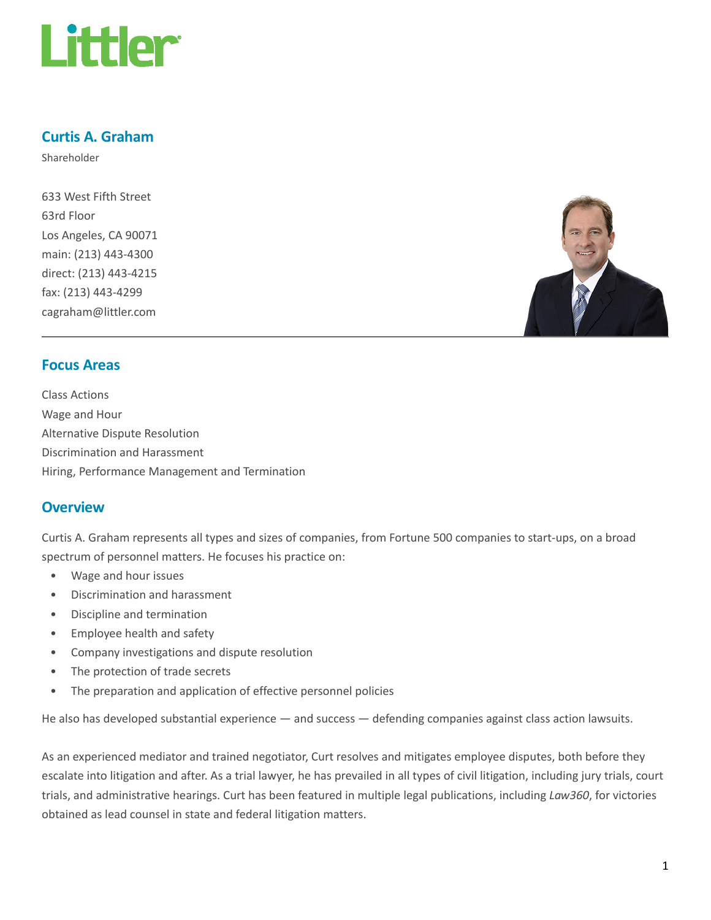# Curtis A. Graham

Shareholder

633 West Fifth Street
63rd Floor
Los Angeles, CA 90071
main: (213) 443-4300
direct: (213) 443-4215
fax: (213) 443-4299
cagraham@littler.com

## Focus Areas

Class Actions
Wage and Hour
Alternative Dispute Resolution
Discrimination and Harassment
Hiring, Performance Management and Termination

## Overview

Curtis A. Graham represents all types and sizes of companies, from Fortune 500 companies to start-ups, on a broad spectrum of personnel matters. He focuses his practice on:

- Wage and hour issues
- Discrimination and harassment
- Discipline and termination
- Employee health and safety
- Company investigations and dispute resolution
- The protection of trade secrets
- The preparation and application of effective personnel policies

He also has developed substantial experience — and success — defending companies against class action lawsuits.

As an experienced mediator and trained negotiator, Curt resolves and mitigates employee disputes, both before they escalate into litigation and after. As a trial lawyer, he has prevailed in all types of civil litigation, including jury trials, court trials, and administrative hearings. Curt has been featured in multiple legal publications, including *Law360*, for victories obtained as lead counsel in state and federal litigation matters.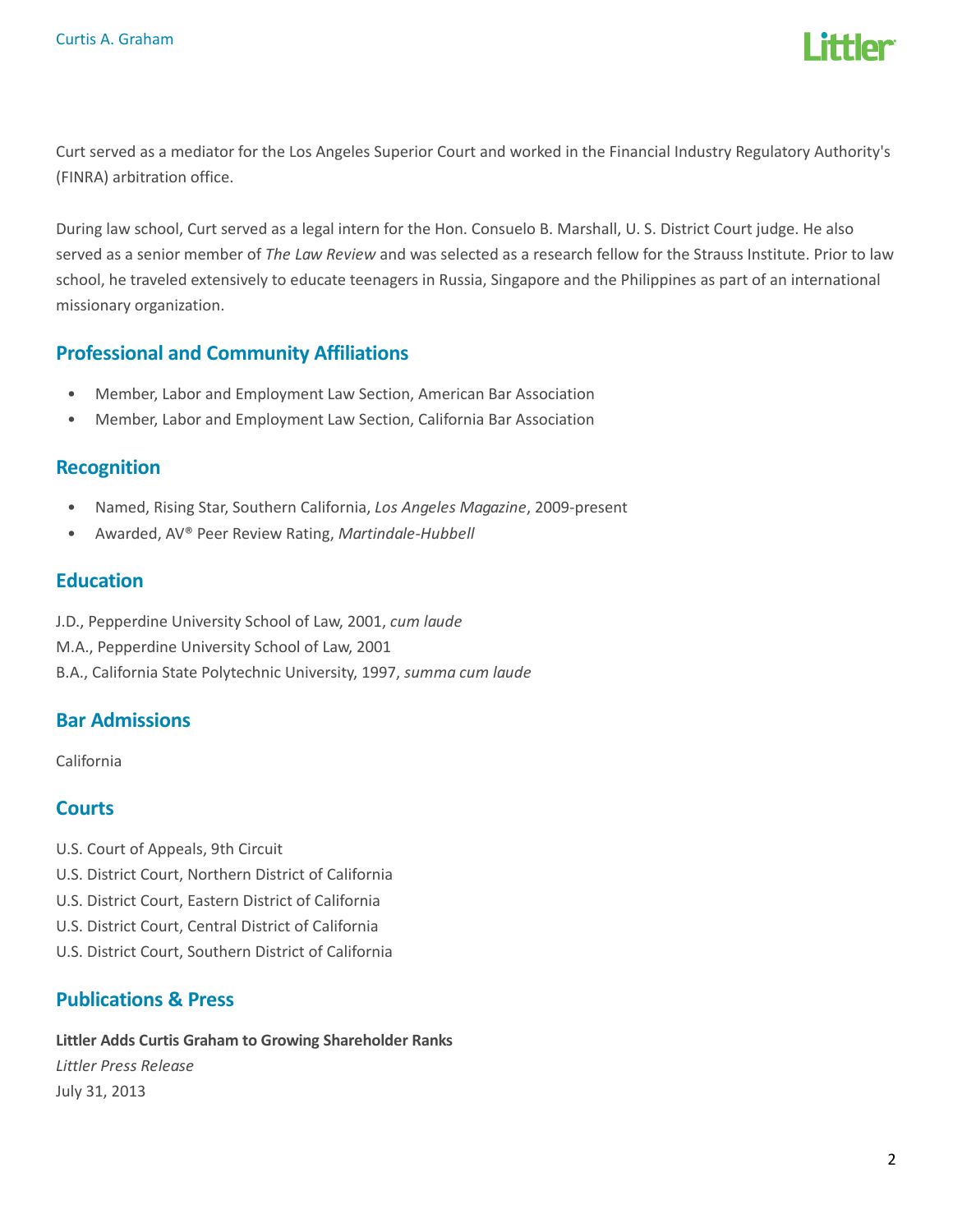Curt served as a mediator for the Los Angeles Superior Court and worked in the Financial Industry Regulatory Authority's (FINRA) arbitration office.

During law school, Curt served as a legal intern for the Hon. Consuelo B. Marshall, U. S. District Court judge. He also served as a senior member of *The Law Review* and was selected as a research fellow for the Strauss Institute. Prior to law school, he traveled extensively to educate teenagers in Russia, Singapore and the Philippines as part of an international missionary organization.

## Professional and Community Affiliations

- Member, Labor and Employment Law Section, American Bar Association
- Member, Labor and Employment Law Section, California Bar Association

## Recognition

- Named, Rising Star, Southern California, *Los Angeles Magazine*, 2009-present
- Awarded, AV® Peer Review Rating, *Martindale-Hubbell*

## Education

J.D., Pepperdine University School of Law, 2001, *cum laude*
M.A., Pepperdine University School of Law, 2001
B.A., California State Polytechnic University, 1997, *summa cum laude*

## Bar Admissions

California

## Courts

U.S. Court of Appeals, 9th Circuit
U.S. District Court, Northern District of California
U.S. District Court, Eastern District of California
U.S. District Court, Central District of California
U.S. District Court, Southern District of California

## Publications & Press

**Littler Adds Curtis Graham to Growing Shareholder Ranks**
*Littler Press Release*
July 31, 2013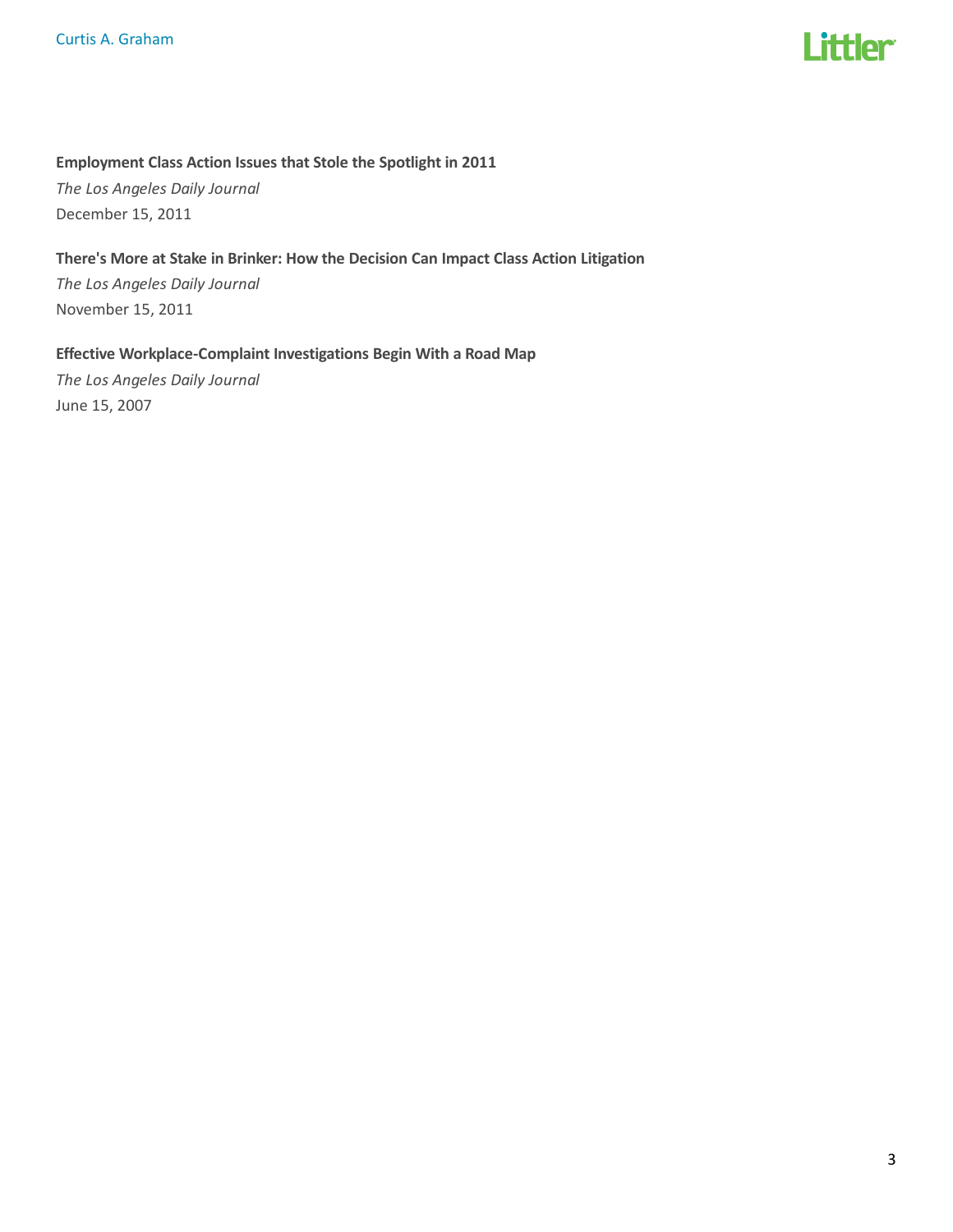**Employment Class Action Issues that Stole the Spotlight in 2011**

*The Los Angeles Daily Journal*

December 15, 2011

**There's More at Stake in Brinker: How the Decision Can Impact Class Action Litigation**

*The Los Angeles Daily Journal*

November 15, 2011

**Effective Workplace-Complaint Investigations Begin With a Road Map**

*The Los Angeles Daily Journal*

June 15, 2007